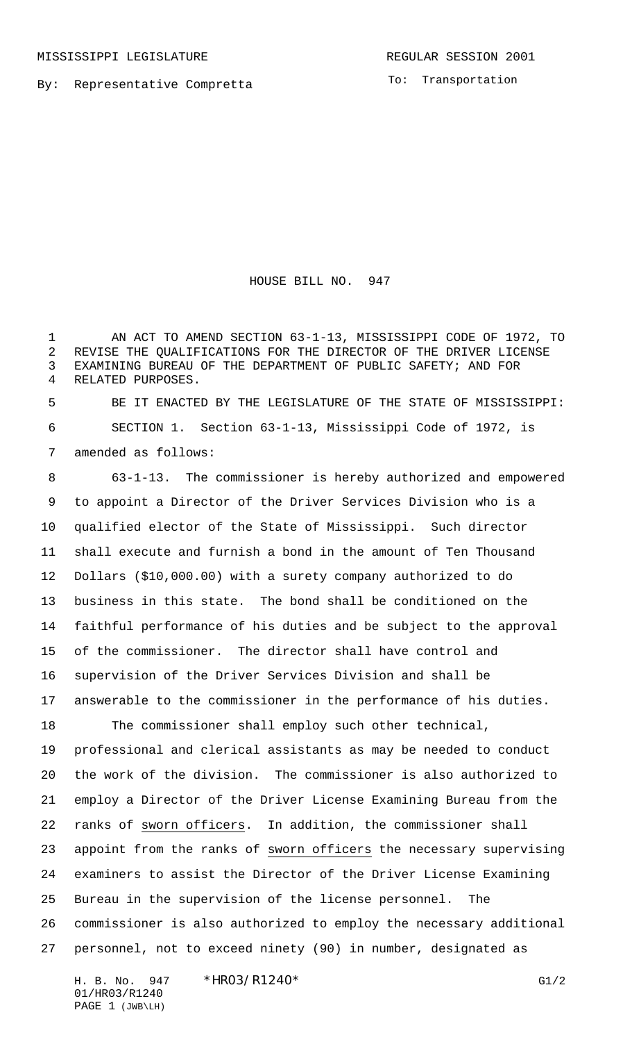MISSISSIPPI LEGISLATURE REGULAR SESSION 2001

By: Representative Compretta

To: Transportation

# HOUSE BILL NO. 947

AN ACT TO AMEND SECTION 63-1-13, MISSISSIPPI CODE OF 1972, TO REVISE THE QUALIFICATIONS FOR THE DIRECTOR OF THE DRIVER LICENSE EXAMINING BUREAU OF THE DEPARTMENT OF PUBLIC SAFETY; AND FOR RELATED PURPOSES.

BE IT ENACTED BY THE LEGISLATURE OF THE STATE OF MISSISSIPPI:

SECTION 1. Section 63-1-13, Mississippi Code of 1972, is amended as follows:

63-1-13. The commissioner is hereby authorized and empowered to appoint a Director of the Driver Services Division who is a qualified elector of the State of Mississippi. Such director shall execute and furnish a bond in the amount of Ten Thousand Dollars ($10,000.00) with a surety company authorized to do business in this state. The bond shall be conditioned on the faithful performance of his duties and be subject to the approval of the commissioner. The director shall have control and supervision of the Driver Services Division and shall be answerable to the commissioner in the performance of his duties.

The commissioner shall employ such other technical, professional and clerical assistants as may be needed to conduct the work of the division. The commissioner is also authorized to employ a Director of the Driver License Examining Bureau from the ranks of sworn officers. In addition, the commissioner shall appoint from the ranks of sworn officers the necessary supervising examiners to assist the Director of the Driver License Examining Bureau in the supervision of the license personnel. The commissioner is also authorized to employ the necessary additional personnel, not to exceed ninety (90) in number, designated as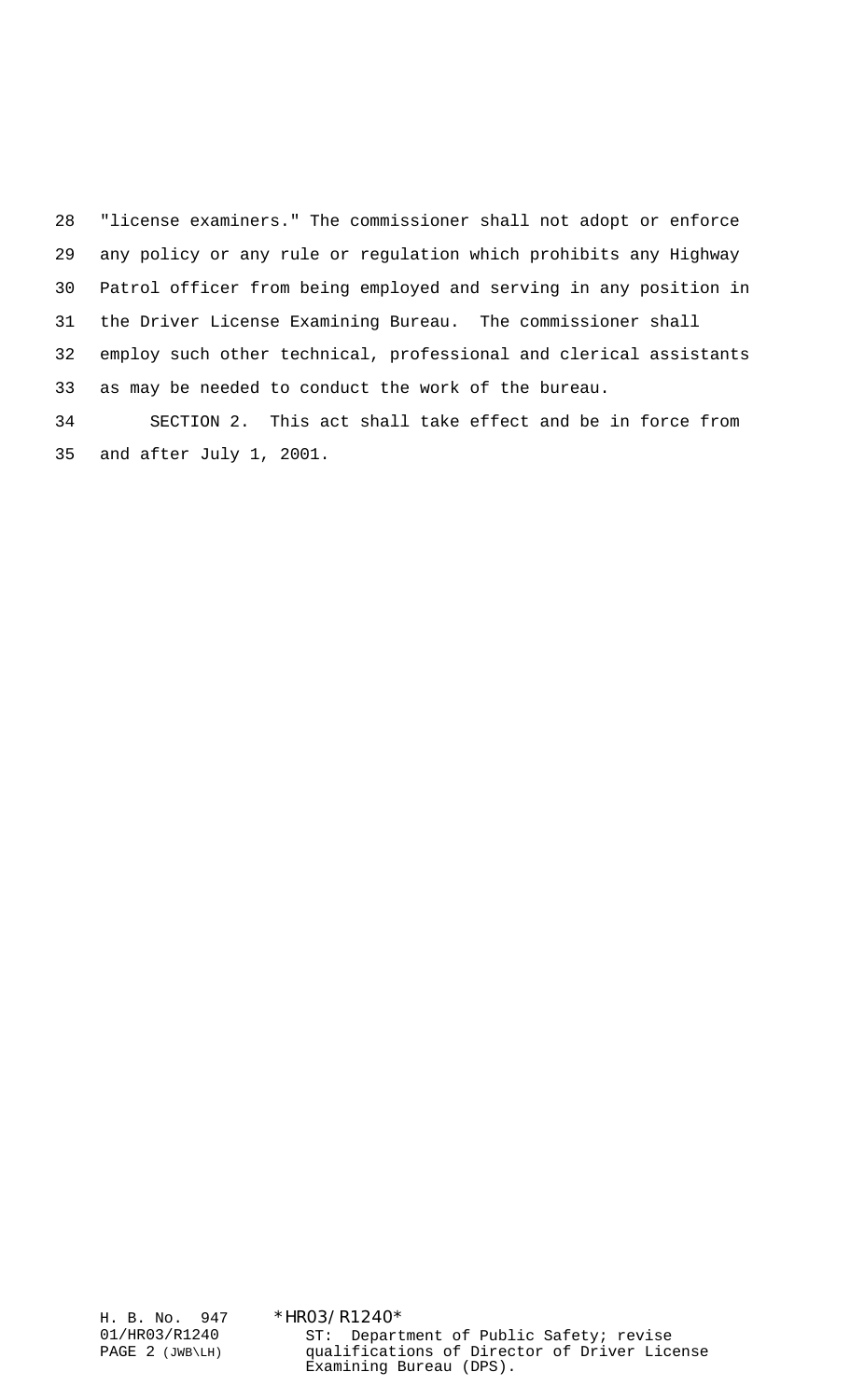"license examiners." The commissioner shall not adopt or enforce any policy or any rule or regulation which prohibits any Highway Patrol officer from being employed and serving in any position in the Driver License Examining Bureau. The commissioner shall employ such other technical, professional and clerical assistants as may be needed to conduct the work of the bureau.

SECTION 2. This act shall take effect and be in force from and after July 1, 2001.